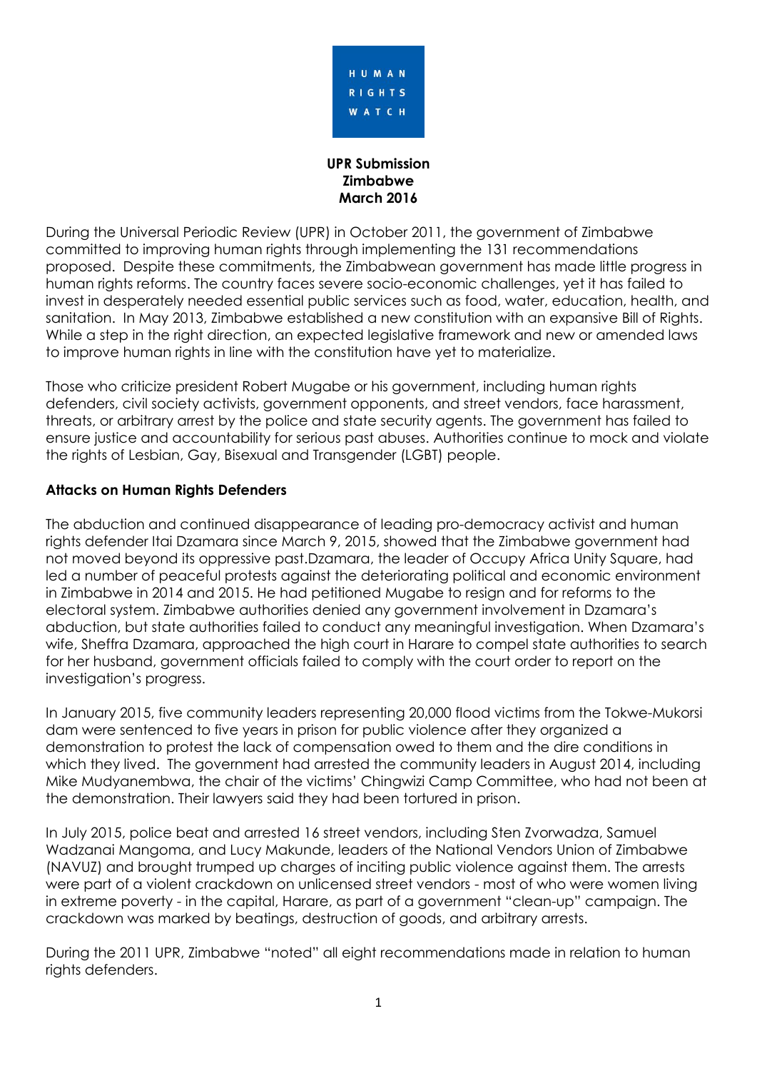HUMAN RIGHTS WATCH

**UPR Submission**
**Zimbabwe**
**March 2016**

During the Universal Periodic Review (UPR) in October 2011, the government of Zimbabwe committed to improving human rights through implementing the 131 recommendations proposed. Despite these commitments, the Zimbabwean government has made little progress in human rights reforms. The country faces severe socio-economic challenges, yet it has failed to invest in desperately needed essential public services such as food, water, education, health, and sanitation. In May 2013, Zimbabwe established a new constitution with an expansive Bill of Rights. While a step in the right direction, an expected legislative framework and new or amended laws to improve human rights in line with the constitution have yet to materialize.

Those who criticize president Robert Mugabe or his government, including human rights defenders, civil society activists, government opponents, and street vendors, face harassment, threats, or arbitrary arrest by the police and state security agents. The government has failed to ensure justice and accountability for serious past abuses. Authorities continue to mock and violate the rights of Lesbian, Gay, Bisexual and Transgender (LGBT) people.

## Attacks on Human Rights Defenders

The abduction and continued disappearance of leading pro-democracy activist and human rights defender Itai Dzamara since March 9, 2015, showed that the Zimbabwe government had not moved beyond its oppressive past.Dzamara, the leader of Occupy Africa Unity Square, had led a number of peaceful protests against the deteriorating political and economic environment in Zimbabwe in 2014 and 2015. He had petitioned Mugabe to resign and for reforms to the electoral system. Zimbabwe authorities denied any government involvement in Dzamara's abduction, but state authorities failed to conduct any meaningful investigation. When Dzamara's wife, Sheffra Dzamara, approached the high court in Harare to compel state authorities to search for her husband, government officials failed to comply with the court order to report on the investigation's progress.

In January 2015, five community leaders representing 20,000 flood victims from the Tokwe-Mukorsi dam were sentenced to five years in prison for public violence after they organized a demonstration to protest the lack of compensation owed to them and the dire conditions in which they lived. The government had arrested the community leaders in August 2014, including Mike Mudyanembwa, the chair of the victims' Chingwizi Camp Committee, who had not been at the demonstration. Their lawyers said they had been tortured in prison.

In July 2015, police beat and arrested 16 street vendors, including Sten Zvorwadza, Samuel Wadzanai Mangoma, and Lucy Makunde, leaders of the National Vendors Union of Zimbabwe (NAVUZ) and brought trumped up charges of inciting public violence against them. The arrests were part of a violent crackdown on unlicensed street vendors - most of who were women living in extreme poverty - in the capital, Harare, as part of a government "clean-up" campaign. The crackdown was marked by beatings, destruction of goods, and arbitrary arrests.

During the 2011 UPR, Zimbabwe "noted" all eight recommendations made in relation to human rights defenders.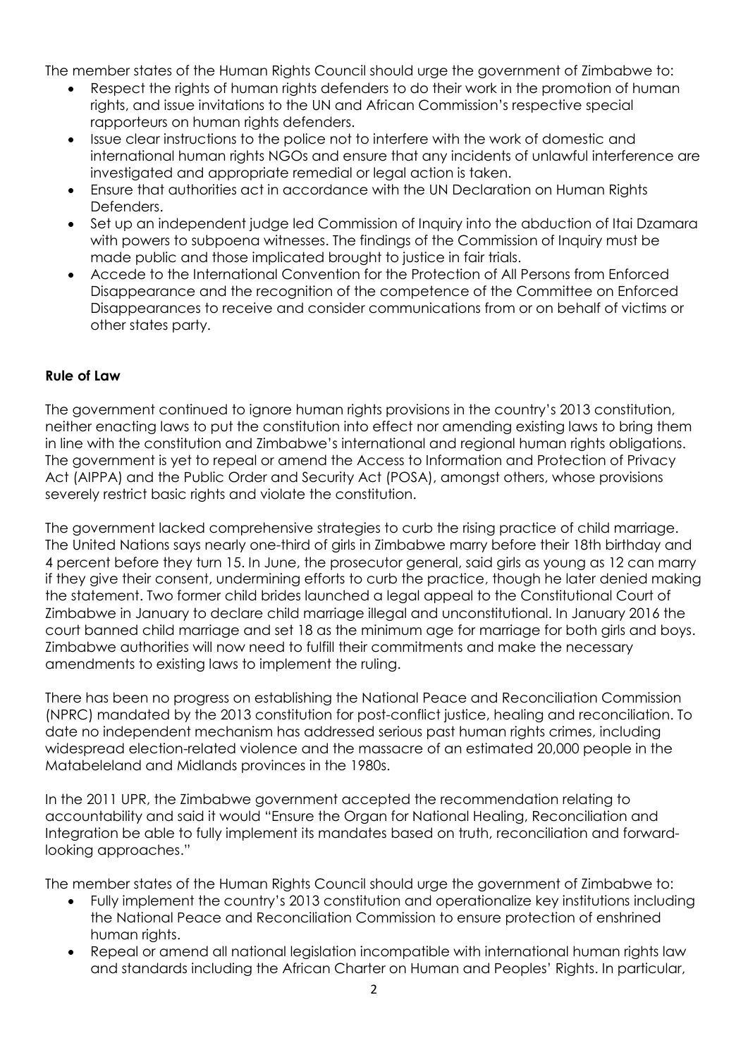The member states of the Human Rights Council should urge the government of Zimbabwe to:

- Respect the rights of human rights defenders to do their work in the promotion of human rights, and issue invitations to the UN and African Commission's respective special rapporteurs on human rights defenders.
- Issue clear instructions to the police not to interfere with the work of domestic and international human rights NGOs and ensure that any incidents of unlawful interference are investigated and appropriate remedial or legal action is taken.
- Ensure that authorities act in accordance with the UN Declaration on Human Rights Defenders.
- Set up an independent judge led Commission of Inquiry into the abduction of Itai Dzamara with powers to subpoena witnesses. The findings of the Commission of Inquiry must be made public and those implicated brought to justice in fair trials.
- Accede to the International Convention for the Protection of All Persons from Enforced Disappearance and the recognition of the competence of the Committee on Enforced Disappearances to receive and consider communications from or on behalf of victims or other states party.

**Rule of Law**

The government continued to ignore human rights provisions in the country's 2013 constitution, neither enacting laws to put the constitution into effect nor amending existing laws to bring them in line with the constitution and Zimbabwe's international and regional human rights obligations. The government is yet to repeal or amend the Access to Information and Protection of Privacy Act (AIPPA) and the Public Order and Security Act (POSA), amongst others, whose provisions severely restrict basic rights and violate the constitution.

The government lacked comprehensive strategies to curb the rising practice of child marriage. The United Nations says nearly one-third of girls in Zimbabwe marry before their 18th birthday and 4 percent before they turn 15. In June, the prosecutor general, said girls as young as 12 can marry if they give their consent, undermining efforts to curb the practice, though he later denied making the statement. Two former child brides launched a legal appeal to the Constitutional Court of Zimbabwe in January to declare child marriage illegal and unconstitutional. In January 2016 the court banned child marriage and set 18 as the minimum age for marriage for both girls and boys. Zimbabwe authorities will now need to fulfill their commitments and make the necessary amendments to existing laws to implement the ruling.

There has been no progress on establishing the National Peace and Reconciliation Commission (NPRC) mandated by the 2013 constitution for post-conflict justice, healing and reconciliation. To date no independent mechanism has addressed serious past human rights crimes, including widespread election-related violence and the massacre of an estimated 20,000 people in the Matabeleland and Midlands provinces in the 1980s.

In the 2011 UPR, the Zimbabwe government accepted the recommendation relating to accountability and said it would "Ensure the Organ for National Healing, Reconciliation and Integration be able to fully implement its mandates based on truth, reconciliation and forward-looking approaches."

The member states of the Human Rights Council should urge the government of Zimbabwe to:

- Fully implement the country's 2013 constitution and operationalize key institutions including the National Peace and Reconciliation Commission to ensure protection of enshrined human rights.
- Repeal or amend all national legislation incompatible with international human rights law and standards including the African Charter on Human and Peoples' Rights. In particular,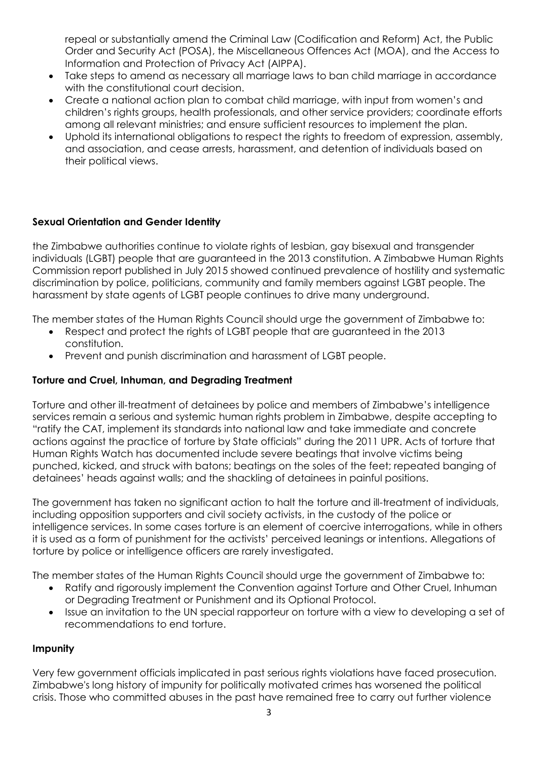repeal or substantially amend the Criminal Law (Codification and Reform) Act, the Public Order and Security Act (POSA), the Miscellaneous Offences Act (MOA), and the Access to Information and Protection of Privacy Act (AIPPA).

- Take steps to amend as necessary all marriage laws to ban child marriage in accordance with the constitutional court decision.
- Create a national action plan to combat child marriage, with input from women's and children's rights groups, health professionals, and other service providers; coordinate efforts among all relevant ministries; and ensure sufficient resources to implement the plan.
- Uphold its international obligations to respect the rights to freedom of expression, assembly, and association, and cease arrests, harassment, and detention of individuals based on their political views.

**Sexual Orientation and Gender Identity**

the Zimbabwe authorities continue to violate rights of lesbian, gay bisexual and transgender individuals (LGBT) people that are guaranteed in the 2013 constitution. A Zimbabwe Human Rights Commission report published in July 2015 showed continued prevalence of hostility and systematic discrimination by police, politicians, community and family members against LGBT people. The harassment by state agents of LGBT people continues to drive many underground.

The member states of the Human Rights Council should urge the government of Zimbabwe to:

- Respect and protect the rights of LGBT people that are guaranteed in the 2013 constitution.
- Prevent and punish discrimination and harassment of LGBT people.

**Torture and Cruel, Inhuman, and Degrading Treatment**

Torture and other ill-treatment of detainees by police and members of Zimbabwe's intelligence services remain a serious and systemic human rights problem in Zimbabwe, despite accepting to "ratify the CAT, implement its standards into national law and take immediate and concrete actions against the practice of torture by State officials" during the 2011 UPR. Acts of torture that Human Rights Watch has documented include severe beatings that involve victims being punched, kicked, and struck with batons; beatings on the soles of the feet; repeated banging of detainees' heads against walls; and the shackling of detainees in painful positions.

The government has taken no significant action to halt the torture and ill-treatment of individuals, including opposition supporters and civil society activists, in the custody of the police or intelligence services. In some cases torture is an element of coercive interrogations, while in others it is used as a form of punishment for the activists' perceived leanings or intentions. Allegations of torture by police or intelligence officers are rarely investigated.

The member states of the Human Rights Council should urge the government of Zimbabwe to:

- Ratify and rigorously implement the Convention against Torture and Other Cruel, Inhuman or Degrading Treatment or Punishment and its Optional Protocol.
- Issue an invitation to the UN special rapporteur on torture with a view to developing a set of recommendations to end torture.

**Impunity**

Very few government officials implicated in past serious rights violations have faced prosecution. Zimbabwe's long history of impunity for politically motivated crimes has worsened the political crisis. Those who committed abuses in the past have remained free to carry out further violence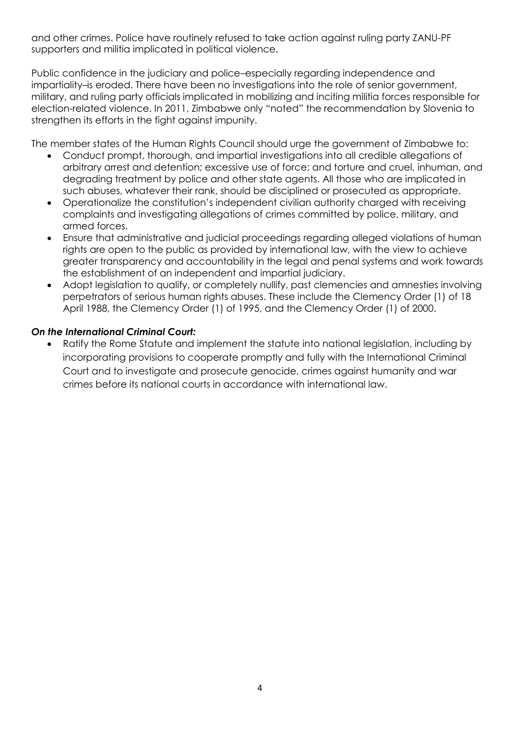and other crimes. Police have routinely refused to take action against ruling party ZANU-PF supporters and militia implicated in political violence.

Public confidence in the judiciary and police–especially regarding independence and impartiality–is eroded. There have been no investigations into the role of senior government, military, and ruling party officials implicated in mobilizing and inciting militia forces responsible for election-related violence. In 2011, Zimbabwe only "noted" the recommendation by Slovenia to strengthen its efforts in the fight against impunity.

The member states of the Human Rights Council should urge the government of Zimbabwe to:

- Conduct prompt, thorough, and impartial investigations into all credible allegations of arbitrary arrest and detention; excessive use of force; and torture and cruel, inhuman, and degrading treatment by police and other state agents. All those who are implicated in such abuses, whatever their rank, should be disciplined or prosecuted as appropriate.
- Operationalize the constitution's independent civilian authority charged with receiving complaints and investigating allegations of crimes committed by police, military, and armed forces.
- Ensure that administrative and judicial proceedings regarding alleged violations of human rights are open to the public as provided by international law, with the view to achieve greater transparency and accountability in the legal and penal systems and work towards the establishment of an independent and impartial judiciary.
- Adopt legislation to qualify, or completely nullify, past clemencies and amnesties involving perpetrators of serious human rights abuses. These include the Clemency Order (1) of 18 April 1988, the Clemency Order (1) of 1995, and the Clemency Order (1) of 2000.

***On the International Criminal Court:***

- Ratify the Rome Statute and implement the statute into national legislation, including by incorporating provisions to cooperate promptly and fully with the International Criminal Court and to investigate and prosecute genocide, crimes against humanity and war crimes before its national courts in accordance with international law.